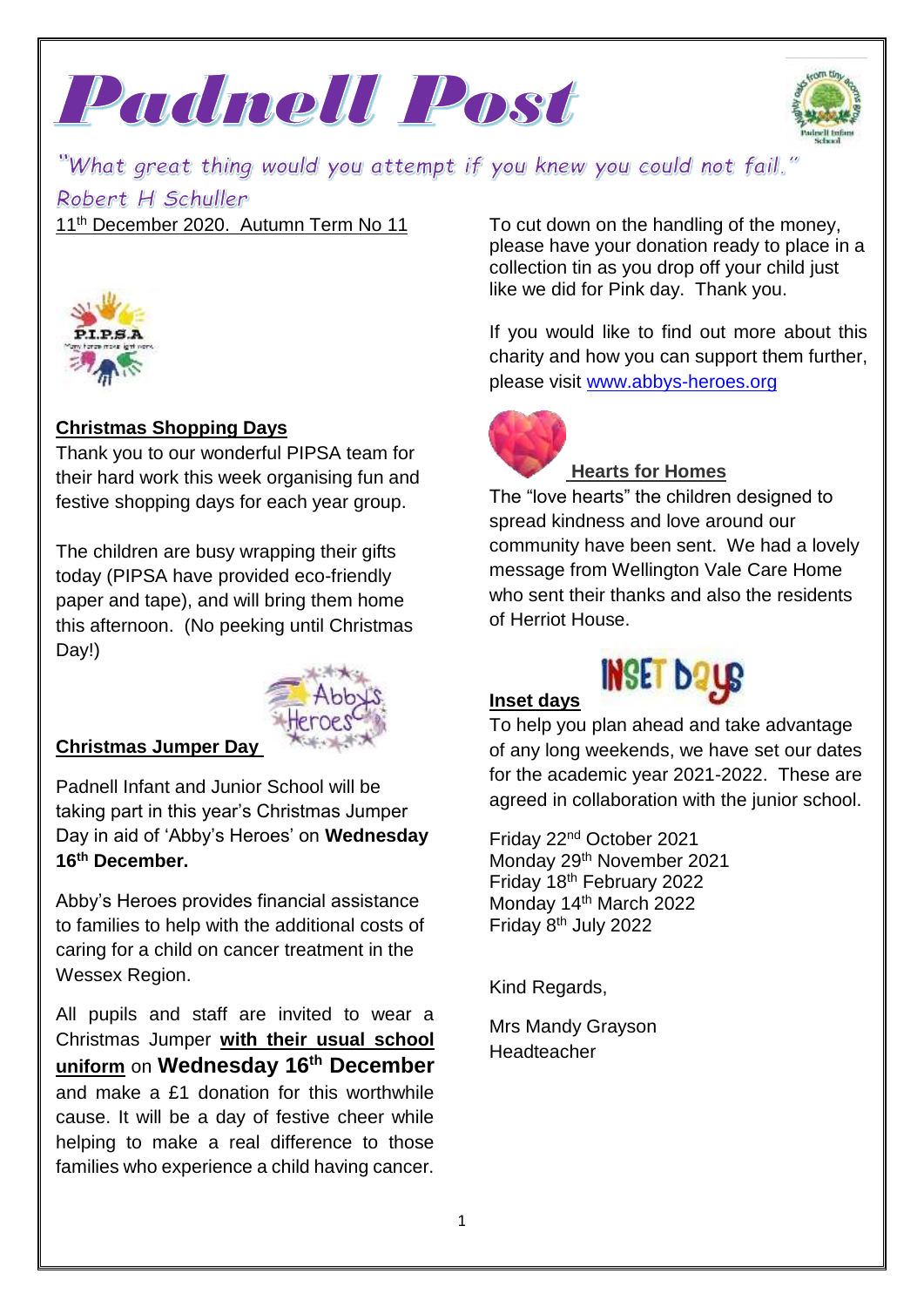# Padnell Post

*"What great thing would you attempt if you knew you could not fail." Robert H Schuller*

11th December 2020. Autumn Term No 11

## Christmas Shopping Days

Thank you to our wonderful PIPSA team for their hard work this week organising fun and festive shopping days for each year group.

The children are busy wrapping their gifts today (PIPSA have provided eco-friendly paper and tape), and will bring them home this afternoon. (No peeking until Christmas Day!)

## Christmas Jumper Day

Padnell Infant and Junior School will be taking part in this year's Christmas Jumper Day in aid of 'Abby's Heroes' on **Wednesday 16th December.**

Abby's Heroes provides financial assistance to families to help with the additional costs of caring for a child on cancer treatment in the Wessex Region.

All pupils and staff are invited to wear a Christmas Jumper **with their usual school uniform** on **Wednesday 16th December** and make a £1 donation for this worthwhile cause. It will be a day of festive cheer while helping to make a real difference to those families who experience a child having cancer.

To cut down on the handling of the money, please have your donation ready to place in a collection tin as you drop off your child just like we did for Pink day. Thank you.

If you would like to find out more about this charity and how you can support them further, please visit www.abbys-heroes.org

## Hearts for Homes

The "love hearts" the children designed to spread kindness and love around our community have been sent. We had a lovely message from Wellington Vale Care Home who sent their thanks and also the residents of Herriot House.

## Inset days

To help you plan ahead and take advantage of any long weekends, we have set our dates for the academic year 2021-2022. These are agreed in collaboration with the junior school.

Friday 22nd October 2021
Monday 29th November 2021
Friday 18th February 2022
Monday 14th March 2022
Friday 8th July 2022

Kind Regards,

Mrs Mandy Grayson
Headteacher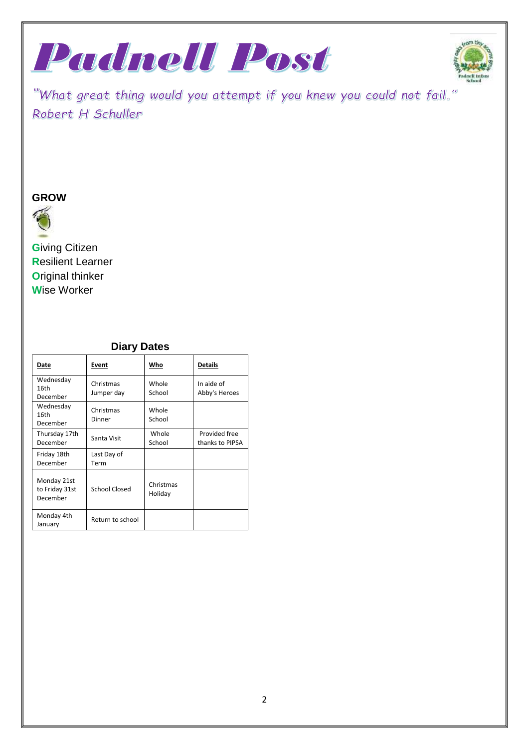# Padnell Post

*"What great thing would you attempt if you knew you could not fail." Robert H Schuller*

## GROW

**G**iving Citizen
**R**esilient Learner
**O**riginal thinker
**W**ise Worker

## Diary Dates

| Date | Event | Who | Details |
|---|---|---|---|
| Wednesday 16th December | Christmas Jumper day | Whole School | In aide of Abby's Heroes |
| Wednesday 16th December | Christmas Dinner | Whole School | |
| Thursday 17th December | Santa Visit | Whole School | Provided free thanks to PIPSA |
| Friday 18th December | Last Day of Term | | |
| Monday 21st to Friday 31st December | School Closed | Christmas Holiday | |
| Monday 4th January | Return to school | | |